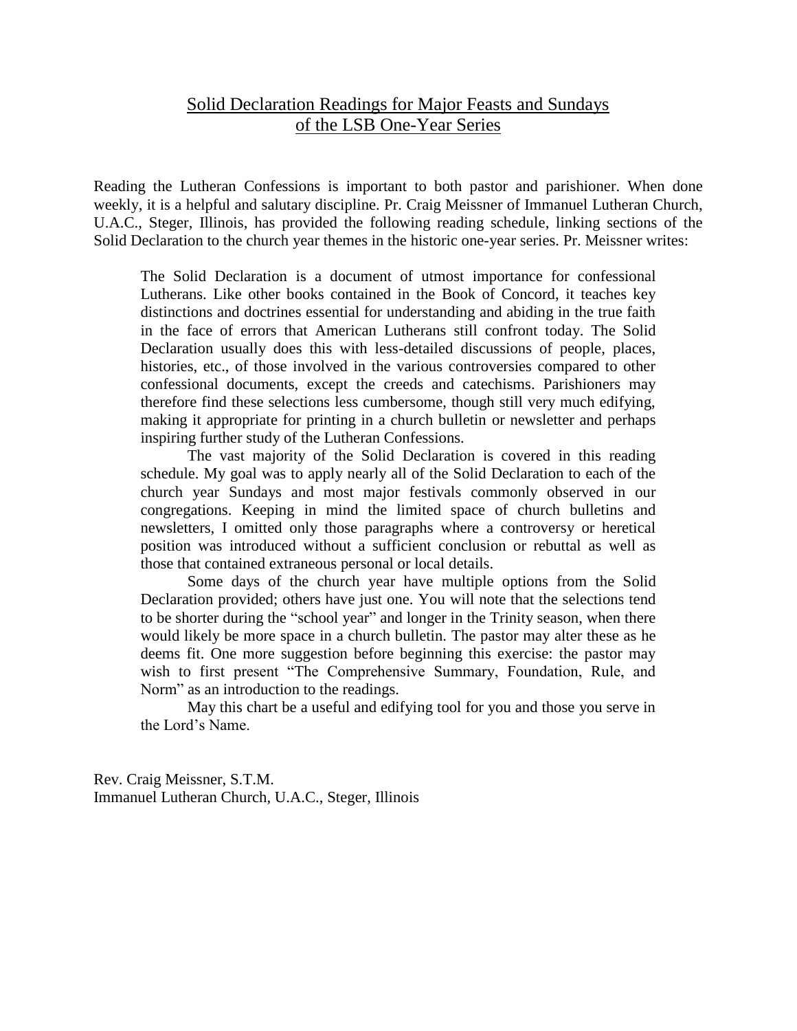# Solid Declaration Readings for Major Feasts and Sundays of the LSB One-Year Series

Reading the Lutheran Confessions is important to both pastor and parishioner. When done weekly, it is a helpful and salutary discipline. Pr. Craig Meissner of Immanuel Lutheran Church, U.A.C., Steger, Illinois, has provided the following reading schedule, linking sections of the Solid Declaration to the church year themes in the historic one-year series. Pr. Meissner writes:

> The Solid Declaration is a document of utmost importance for confessional Lutherans. Like other books contained in the Book of Concord, it teaches key distinctions and doctrines essential for understanding and abiding in the true faith in the face of errors that American Lutherans still confront today. The Solid Declaration usually does this with less-detailed discussions of people, places, histories, etc., of those involved in the various controversies compared to other confessional documents, except the creeds and catechisms. Parishioners may therefore find these selections less cumbersome, though still very much edifying, making it appropriate for printing in a church bulletin or newsletter and perhaps inspiring further study of the Lutheran Confessions.
>
> The vast majority of the Solid Declaration is covered in this reading schedule. My goal was to apply nearly all of the Solid Declaration to each of the church year Sundays and most major festivals commonly observed in our congregations. Keeping in mind the limited space of church bulletins and newsletters, I omitted only those paragraphs where a controversy or heretical position was introduced without a sufficient conclusion or rebuttal as well as those that contained extraneous personal or local details.
>
> Some days of the church year have multiple options from the Solid Declaration provided; others have just one. You will note that the selections tend to be shorter during the "school year" and longer in the Trinity season, when there would likely be more space in a church bulletin. The pastor may alter these as he deems fit. One more suggestion before beginning this exercise: the pastor may wish to first present "The Comprehensive Summary, Foundation, Rule, and Norm" as an introduction to the readings.
>
> May this chart be a useful and edifying tool for you and those you serve in the Lord's Name.

Rev. Craig Meissner, S.T.M.
Immanuel Lutheran Church, U.A.C., Steger, Illinois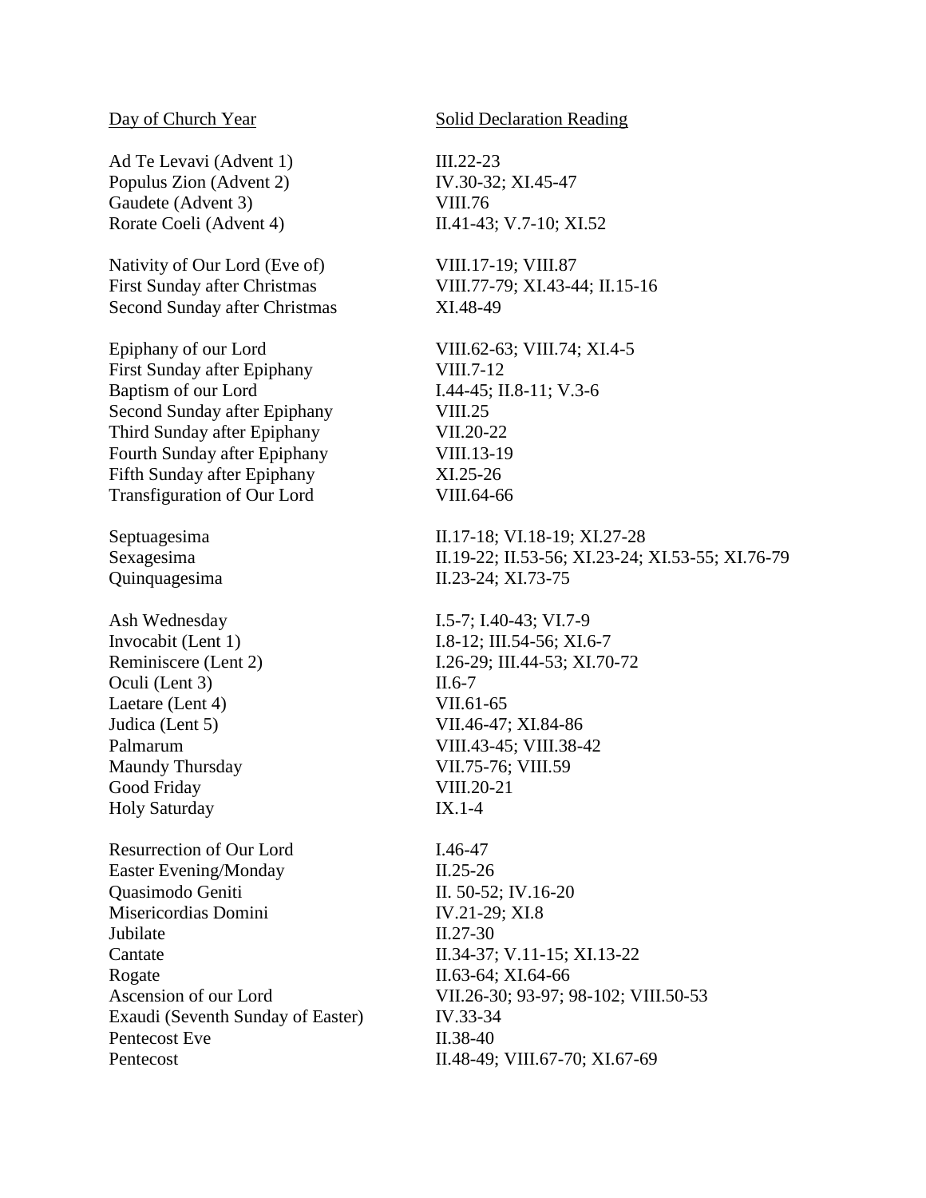| Day of Church Year | Solid Declaration Reading |
|---|---|
| Ad Te Levavi (Advent 1) | III.22-23 |
| Populus Zion (Advent 2) | IV.30-32; XI.45-47 |
| Gaudete (Advent 3) | VIII.76 |
| Rorate Coeli (Advent 4) | II.41-43; V.7-10; XI.52 |
| | |
| Nativity of Our Lord (Eve of) | VIII.17-19; VIII.87 |
| First Sunday after Christmas | VIII.77-79; XI.43-44; II.15-16 |
| Second Sunday after Christmas | XI.48-49 |
| | |
| Epiphany of our Lord | VIII.62-63; VIII.74; XI.4-5 |
| First Sunday after Epiphany | VIII.7-12 |
| Baptism of our Lord | I.44-45; II.8-11; V.3-6 |
| Second Sunday after Epiphany | VIII.25 |
| Third Sunday after Epiphany | VII.20-22 |
| Fourth Sunday after Epiphany | VIII.13-19 |
| Fifth Sunday after Epiphany | XI.25-26 |
| Transfiguration of Our Lord | VIII.64-66 |
| | |
| Septuagesima | II.17-18; VI.18-19; XI.27-28 |
| Sexagesima | II.19-22; II.53-56; XI.23-24; XI.53-55; XI.76-79 |
| Quinquagesima | II.23-24; XI.73-75 |
| | |
| Ash Wednesday | I.5-7; I.40-43; VI.7-9 |
| Invocabit (Lent 1) | I.8-12; III.54-56; XI.6-7 |
| Reminiscere (Lent 2) | I.26-29; III.44-53; XI.70-72 |
| Oculi (Lent 3) | II.6-7 |
| Laetare (Lent 4) | VII.61-65 |
| Judica (Lent 5) | VII.46-47; XI.84-86 |
| Palmarum | VIII.43-45; VIII.38-42 |
| Maundy Thursday | VII.75-76; VIII.59 |
| Good Friday | VIII.20-21 |
| Holy Saturday | IX.1-4 |
| | |
| Resurrection of Our Lord | I.46-47 |
| Easter Evening/Monday | II.25-26 |
| Quasimodo Geniti | II. 50-52; IV.16-20 |
| Misericordias Domini | IV.21-29; XI.8 |
| Jubilate | II.27-30 |
| Cantate | II.34-37; V.11-15; XI.13-22 |
| Rogate | II.63-64; XI.64-66 |
| Ascension of our Lord | VII.26-30; 93-97; 98-102; VIII.50-53 |
| Exaudi (Seventh Sunday of Easter) | IV.33-34 |
| Pentecost Eve | II.38-40 |
| Pentecost | II.48-49; VIII.67-70; XI.67-69 |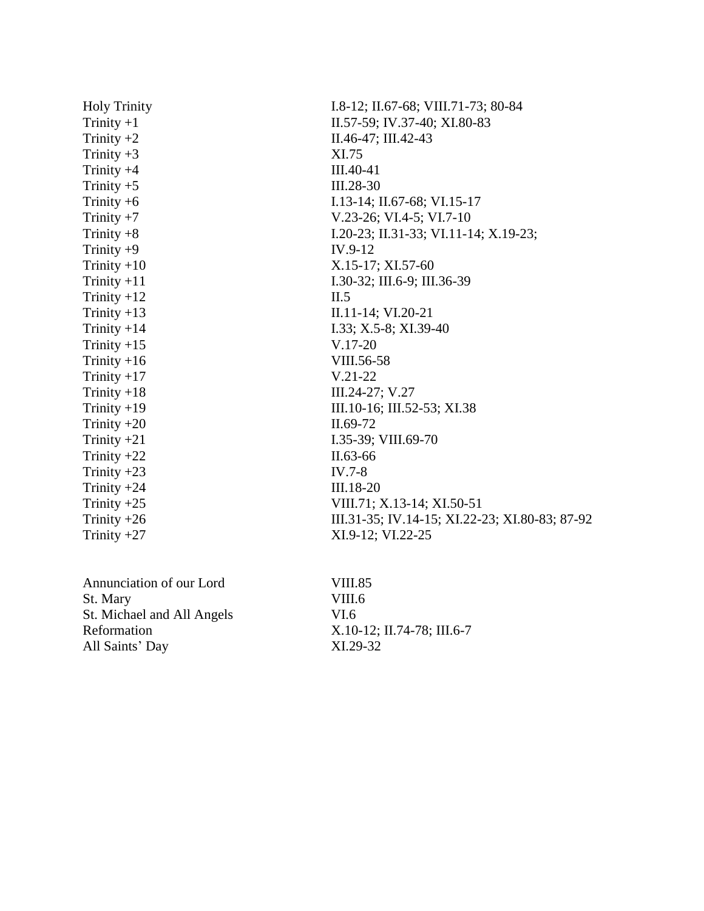| | |
|---|---|
| Holy Trinity | I.8-12; II.67-68; VIII.71-73; 80-84 |
| Trinity +1 | II.57-59; IV.37-40; XI.80-83 |
| Trinity +2 | II.46-47; III.42-43 |
| Trinity +3 | XI.75 |
| Trinity +4 | III.40-41 |
| Trinity +5 | III.28-30 |
| Trinity +6 | I.13-14; II.67-68; VI.15-17 |
| Trinity +7 | V.23-26; VI.4-5; VI.7-10 |
| Trinity +8 | I.20-23; II.31-33; VI.11-14; X.19-23; |
| Trinity +9 | IV.9-12 |
| Trinity +10 | X.15-17; XI.57-60 |
| Trinity +11 | I.30-32; III.6-9; III.36-39 |
| Trinity +12 | II.5 |
| Trinity +13 | II.11-14; VI.20-21 |
| Trinity +14 | I.33; X.5-8; XI.39-40 |
| Trinity +15 | V.17-20 |
| Trinity +16 | VIII.56-58 |
| Trinity +17 | V.21-22 |
| Trinity +18 | III.24-27; V.27 |
| Trinity +19 | III.10-16; III.52-53; XI.38 |
| Trinity +20 | II.69-72 |
| Trinity +21 | I.35-39; VIII.69-70 |
| Trinity +22 | II.63-66 |
| Trinity +23 | IV.7-8 |
| Trinity +24 | III.18-20 |
| Trinity +25 | VIII.71; X.13-14; XI.50-51 |
| Trinity +26 | III.31-35; IV.14-15; XI.22-23; XI.80-83; 87-92 |
| Trinity +27 | XI.9-12; VI.22-25 |

| | |
|---|---|
| Annunciation of our Lord | VIII.85 |
| St. Mary | VIII.6 |
| St. Michael and All Angels | VI.6 |
| Reformation | X.10-12; II.74-78; III.6-7 |
| All Saints' Day | XI.29-32 |